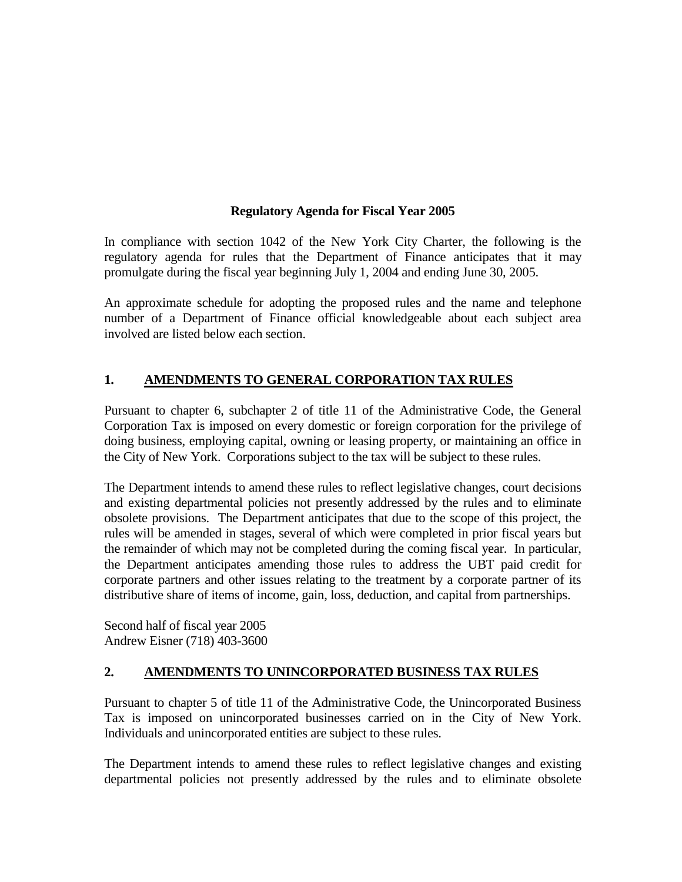# Regulatory Agenda for Fiscal Year 2005

In compliance with section 1042 of the New York City Charter, the following is the regulatory agenda for rules that the Department of Finance anticipates that it may promulgate during the fiscal year beginning July 1, 2004 and ending June 30, 2005.

An approximate schedule for adopting the proposed rules and the name and telephone number of a Department of Finance official knowledgeable about each subject area involved are listed below each section.

## 1. AMENDMENTS TO GENERAL CORPORATION TAX RULES

Pursuant to chapter 6, subchapter 2 of title 11 of the Administrative Code, the General Corporation Tax is imposed on every domestic or foreign corporation for the privilege of doing business, employing capital, owning or leasing property, or maintaining an office in the City of New York. Corporations subject to the tax will be subject to these rules.

The Department intends to amend these rules to reflect legislative changes, court decisions and existing departmental policies not presently addressed by the rules and to eliminate obsolete provisions. The Department anticipates that due to the scope of this project, the rules will be amended in stages, several of which were completed in prior fiscal years but the remainder of which may not be completed during the coming fiscal year. In particular, the Department anticipates amending those rules to address the UBT paid credit for corporate partners and other issues relating to the treatment by a corporate partner of its distributive share of items of income, gain, loss, deduction, and capital from partnerships.

Second half of fiscal year 2005
Andrew Eisner (718) 403-3600

## 2. AMENDMENTS TO UNINCORPORATED BUSINESS TAX RULES

Pursuant to chapter 5 of title 11 of the Administrative Code, the Unincorporated Business Tax is imposed on unincorporated businesses carried on in the City of New York. Individuals and unincorporated entities are subject to these rules.

The Department intends to amend these rules to reflect legislative changes and existing departmental policies not presently addressed by the rules and to eliminate obsolete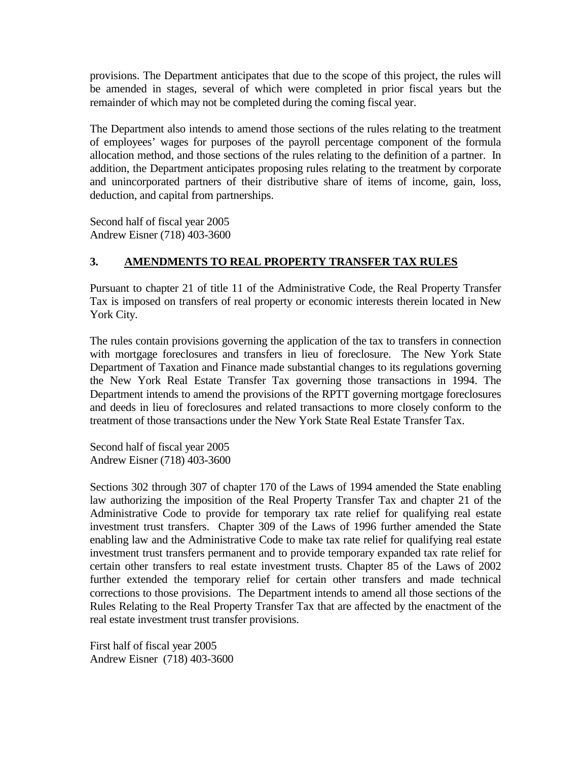provisions. The Department anticipates that due to the scope of this project, the rules will be amended in stages, several of which were completed in prior fiscal years but the remainder of which may not be completed during the coming fiscal year.

The Department also intends to amend those sections of the rules relating to the treatment of employees' wages for purposes of the payroll percentage component of the formula allocation method, and those sections of the rules relating to the definition of a partner. In addition, the Department anticipates proposing rules relating to the treatment by corporate and unincorporated partners of their distributive share of items of income, gain, loss, deduction, and capital from partnerships.

Second half of fiscal year 2005
Andrew Eisner (718) 403-3600

### 3. <u>AMENDMENTS TO REAL PROPERTY TRANSFER TAX RULES</u>

Pursuant to chapter 21 of title 11 of the Administrative Code, the Real Property Transfer Tax is imposed on transfers of real property or economic interests therein located in New York City.

The rules contain provisions governing the application of the tax to transfers in connection with mortgage foreclosures and transfers in lieu of foreclosure. The New York State Department of Taxation and Finance made substantial changes to its regulations governing the New York Real Estate Transfer Tax governing those transactions in 1994. The Department intends to amend the provisions of the RPTT governing mortgage foreclosures and deeds in lieu of foreclosures and related transactions to more closely conform to the treatment of those transactions under the New York State Real Estate Transfer Tax.

Second half of fiscal year 2005
Andrew Eisner (718) 403-3600

Sections 302 through 307 of chapter 170 of the Laws of 1994 amended the State enabling law authorizing the imposition of the Real Property Transfer Tax and chapter 21 of the Administrative Code to provide for temporary tax rate relief for qualifying real estate investment trust transfers. Chapter 309 of the Laws of 1996 further amended the State enabling law and the Administrative Code to make tax rate relief for qualifying real estate investment trust transfers permanent and to provide temporary expanded tax rate relief for certain other transfers to real estate investment trusts. Chapter 85 of the Laws of 2002 further extended the temporary relief for certain other transfers and made technical corrections to those provisions. The Department intends to amend all those sections of the Rules Relating to the Real Property Transfer Tax that are affected by the enactment of the real estate investment trust transfer provisions.

First half of fiscal year 2005
Andrew Eisner (718) 403-3600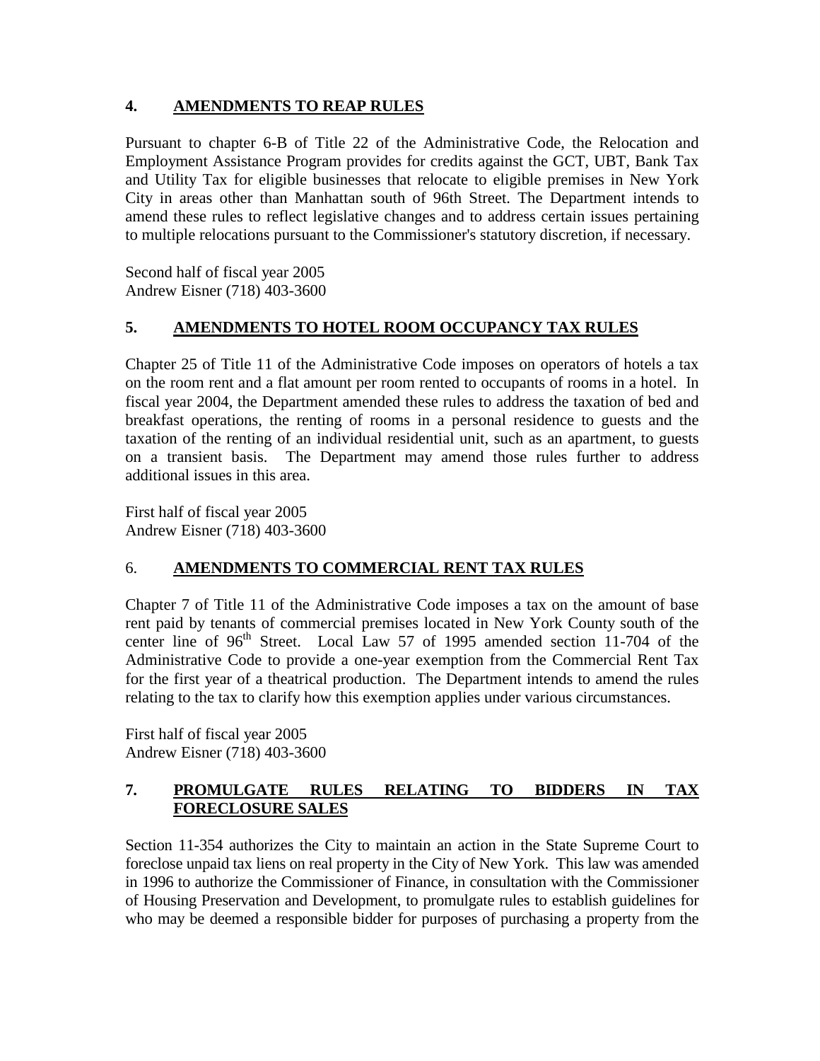## 4. AMENDMENTS TO REAP RULES

Pursuant to chapter 6-B of Title 22 of the Administrative Code, the Relocation and Employment Assistance Program provides for credits against the GCT, UBT, Bank Tax and Utility Tax for eligible businesses that relocate to eligible premises in New York City in areas other than Manhattan south of 96th Street. The Department intends to amend these rules to reflect legislative changes and to address certain issues pertaining to multiple relocations pursuant to the Commissioner's statutory discretion, if necessary.

Second half of fiscal year 2005
Andrew Eisner (718) 403-3600

## 5. AMENDMENTS TO HOTEL ROOM OCCUPANCY TAX RULES

Chapter 25 of Title 11 of the Administrative Code imposes on operators of hotels a tax on the room rent and a flat amount per room rented to occupants of rooms in a hotel. In fiscal year 2004, the Department amended these rules to address the taxation of bed and breakfast operations, the renting of rooms in a personal residence to guests and the taxation of the renting of an individual residential unit, such as an apartment, to guests on a transient basis. The Department may amend those rules further to address additional issues in this area.

First half of fiscal year 2005
Andrew Eisner (718) 403-3600

## 6. AMENDMENTS TO COMMERCIAL RENT TAX RULES

Chapter 7 of Title 11 of the Administrative Code imposes a tax on the amount of base rent paid by tenants of commercial premises located in New York County south of the center line of 96th Street. Local Law 57 of 1995 amended section 11-704 of the Administrative Code to provide a one-year exemption from the Commercial Rent Tax for the first year of a theatrical production. The Department intends to amend the rules relating to the tax to clarify how this exemption applies under various circumstances.

First half of fiscal year 2005
Andrew Eisner (718) 403-3600

## 7. PROMULGATE RULES RELATING TO BIDDERS IN TAX FORECLOSURE SALES

Section 11-354 authorizes the City to maintain an action in the State Supreme Court to foreclose unpaid tax liens on real property in the City of New York. This law was amended in 1996 to authorize the Commissioner of Finance, in consultation with the Commissioner of Housing Preservation and Development, to promulgate rules to establish guidelines for who may be deemed a responsible bidder for purposes of purchasing a property from the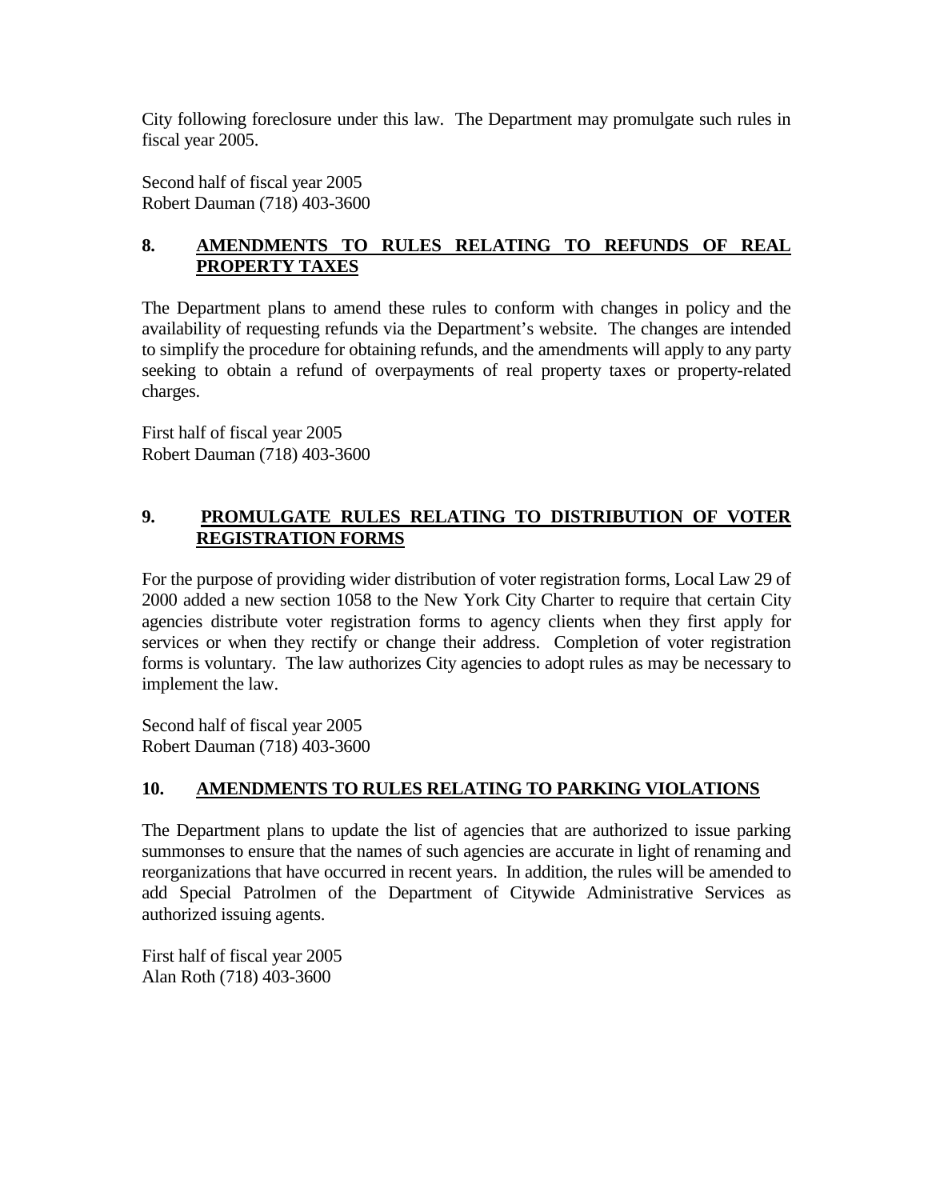City following foreclosure under this law. The Department may promulgate such rules in fiscal year 2005.

Second half of fiscal year 2005
Robert Dauman (718) 403-3600

## 8. AMENDMENTS TO RULES RELATING TO REFUNDS OF REAL PROPERTY TAXES

The Department plans to amend these rules to conform with changes in policy and the availability of requesting refunds via the Department's website. The changes are intended to simplify the procedure for obtaining refunds, and the amendments will apply to any party seeking to obtain a refund of overpayments of real property taxes or property-related charges.

First half of fiscal year 2005
Robert Dauman (718) 403-3600

## 9. PROMULGATE RULES RELATING TO DISTRIBUTION OF VOTER REGISTRATION FORMS

For the purpose of providing wider distribution of voter registration forms, Local Law 29 of 2000 added a new section 1058 to the New York City Charter to require that certain City agencies distribute voter registration forms to agency clients when they first apply for services or when they rectify or change their address. Completion of voter registration forms is voluntary. The law authorizes City agencies to adopt rules as may be necessary to implement the law.

Second half of fiscal year 2005
Robert Dauman (718) 403-3600

## 10. AMENDMENTS TO RULES RELATING TO PARKING VIOLATIONS

The Department plans to update the list of agencies that are authorized to issue parking summonses to ensure that the names of such agencies are accurate in light of renaming and reorganizations that have occurred in recent years. In addition, the rules will be amended to add Special Patrolmen of the Department of Citywide Administrative Services as authorized issuing agents.

First half of fiscal year 2005
Alan Roth (718) 403-3600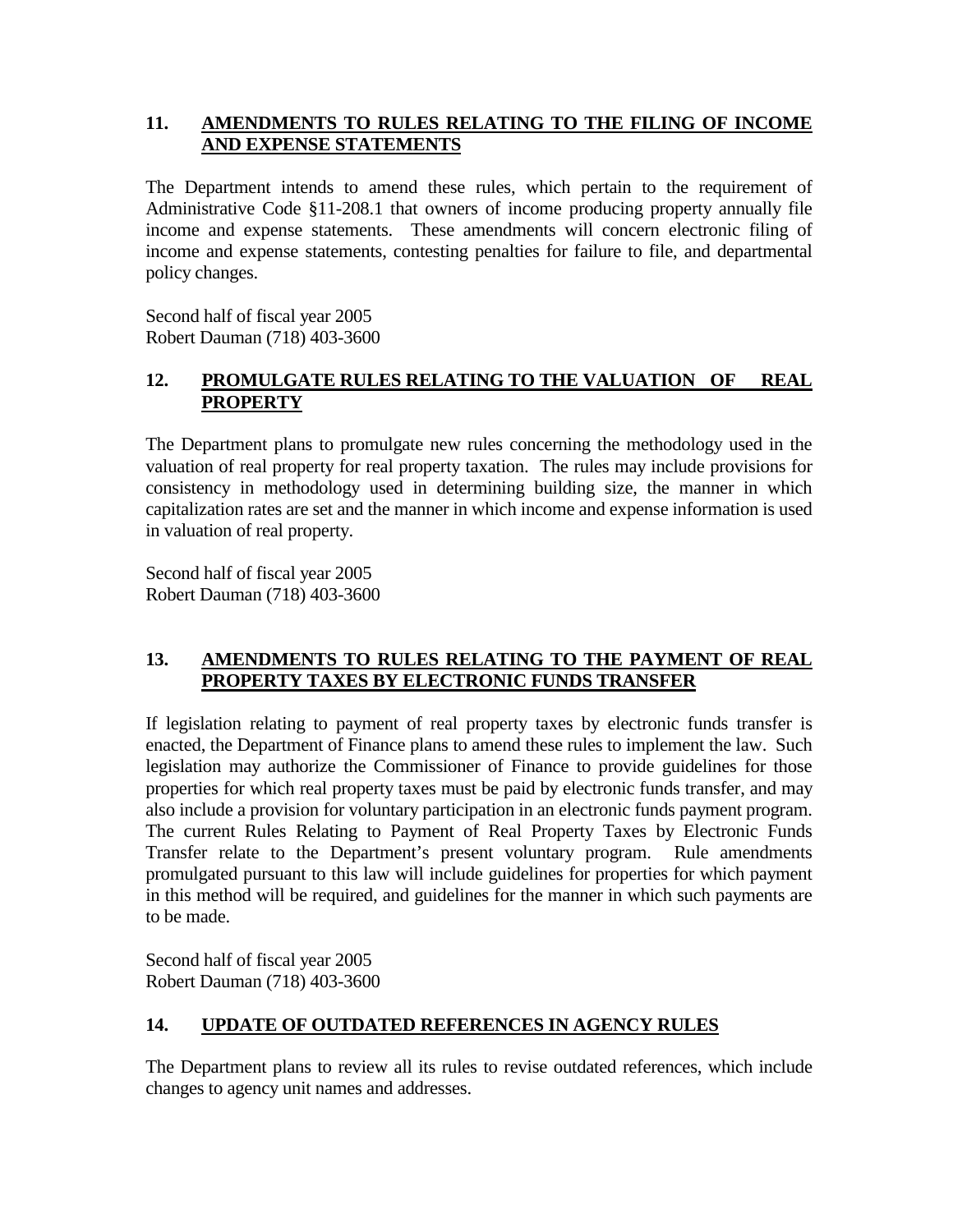## 11. AMENDMENTS TO RULES RELATING TO THE FILING OF INCOME AND EXPENSE STATEMENTS

The Department intends to amend these rules, which pertain to the requirement of Administrative Code §11-208.1 that owners of income producing property annually file income and expense statements. These amendments will concern electronic filing of income and expense statements, contesting penalties for failure to file, and departmental policy changes.

Second half of fiscal year 2005
Robert Dauman (718) 403-3600

## 12. PROMULGATE RULES RELATING TO THE VALUATION OF REAL PROPERTY

The Department plans to promulgate new rules concerning the methodology used in the valuation of real property for real property taxation. The rules may include provisions for consistency in methodology used in determining building size, the manner in which capitalization rates are set and the manner in which income and expense information is used in valuation of real property.

Second half of fiscal year 2005
Robert Dauman (718) 403-3600

## 13. AMENDMENTS TO RULES RELATING TO THE PAYMENT OF REAL PROPERTY TAXES BY ELECTRONIC FUNDS TRANSFER

If legislation relating to payment of real property taxes by electronic funds transfer is enacted, the Department of Finance plans to amend these rules to implement the law. Such legislation may authorize the Commissioner of Finance to provide guidelines for those properties for which real property taxes must be paid by electronic funds transfer, and may also include a provision for voluntary participation in an electronic funds payment program. The current Rules Relating to Payment of Real Property Taxes by Electronic Funds Transfer relate to the Department's present voluntary program. Rule amendments promulgated pursuant to this law will include guidelines for properties for which payment in this method will be required, and guidelines for the manner in which such payments are to be made.

Second half of fiscal year 2005
Robert Dauman (718) 403-3600

## 14. UPDATE OF OUTDATED REFERENCES IN AGENCY RULES

The Department plans to review all its rules to revise outdated references, which include changes to agency unit names and addresses.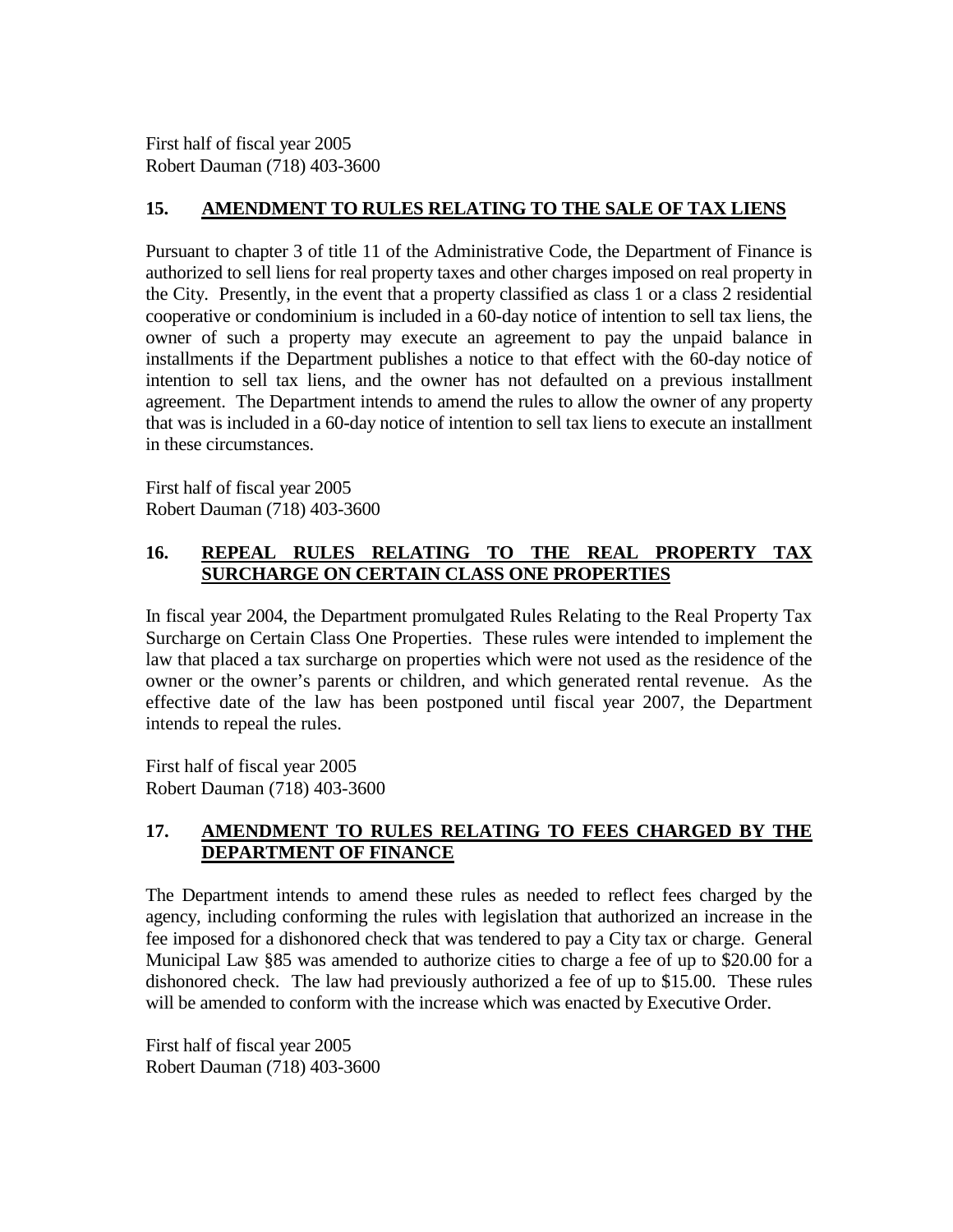First half of fiscal year 2005
Robert Dauman (718) 403-3600

## 15. AMENDMENT TO RULES RELATING TO THE SALE OF TAX LIENS

Pursuant to chapter 3 of title 11 of the Administrative Code, the Department of Finance is authorized to sell liens for real property taxes and other charges imposed on real property in the City. Presently, in the event that a property classified as class 1 or a class 2 residential cooperative or condominium is included in a 60-day notice of intention to sell tax liens, the owner of such a property may execute an agreement to pay the unpaid balance in installments if the Department publishes a notice to that effect with the 60-day notice of intention to sell tax liens, and the owner has not defaulted on a previous installment agreement. The Department intends to amend the rules to allow the owner of any property that was is included in a 60-day notice of intention to sell tax liens to execute an installment in these circumstances.

First half of fiscal year 2005
Robert Dauman (718) 403-3600

## 16. REPEAL RULES RELATING TO THE REAL PROPERTY TAX SURCHARGE ON CERTAIN CLASS ONE PROPERTIES

In fiscal year 2004, the Department promulgated Rules Relating to the Real Property Tax Surcharge on Certain Class One Properties. These rules were intended to implement the law that placed a tax surcharge on properties which were not used as the residence of the owner or the owner's parents or children, and which generated rental revenue. As the effective date of the law has been postponed until fiscal year 2007, the Department intends to repeal the rules.

First half of fiscal year 2005
Robert Dauman (718) 403-3600

## 17. AMENDMENT TO RULES RELATING TO FEES CHARGED BY THE DEPARTMENT OF FINANCE

The Department intends to amend these rules as needed to reflect fees charged by the agency, including conforming the rules with legislation that authorized an increase in the fee imposed for a dishonored check that was tendered to pay a City tax or charge. General Municipal Law §85 was amended to authorize cities to charge a fee of up to $20.00 for a dishonored check. The law had previously authorized a fee of up to $15.00. These rules will be amended to conform with the increase which was enacted by Executive Order.

First half of fiscal year 2005
Robert Dauman (718) 403-3600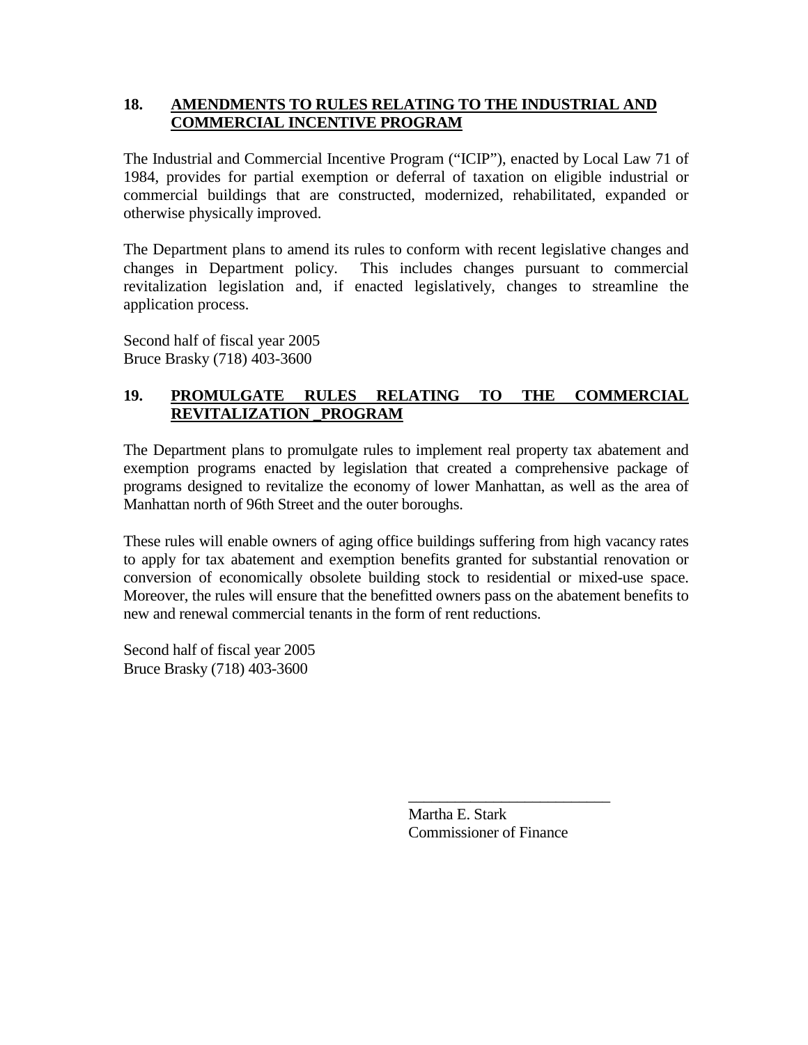**18. AMENDMENTS TO RULES RELATING TO THE INDUSTRIAL AND COMMERCIAL INCENTIVE PROGRAM**

The Industrial and Commercial Incentive Program ("ICIP"), enacted by Local Law 71 of 1984, provides for partial exemption or deferral of taxation on eligible industrial or commercial buildings that are constructed, modernized, rehabilitated, expanded or otherwise physically improved.

The Department plans to amend its rules to conform with recent legislative changes and changes in Department policy. This includes changes pursuant to commercial revitalization legislation and, if enacted legislatively, changes to streamline the application process.

Second half of fiscal year 2005
Bruce Brasky (718) 403-3600

**19. PROMULGATE RULES RELATING TO THE COMMERCIAL REVITALIZATION _PROGRAM**

The Department plans to promulgate rules to implement real property tax abatement and exemption programs enacted by legislation that created a comprehensive package of programs designed to revitalize the economy of lower Manhattan, as well as the area of Manhattan north of 96th Street and the outer boroughs.

These rules will enable owners of aging office buildings suffering from high vacancy rates to apply for tax abatement and exemption benefits granted for substantial renovation or conversion of economically obsolete building stock to residential or mixed-use space. Moreover, the rules will ensure that the benefitted owners pass on the abatement benefits to new and renewal commercial tenants in the form of rent reductions.

Second half of fiscal year 2005
Bruce Brasky (718) 403-3600

\_\_\_\_\_\_\_\_\_\_\_\_\_\_\_\_\_\_\_\_\_\_\_\_\_\_
Martha E. Stark
Commissioner of Finance